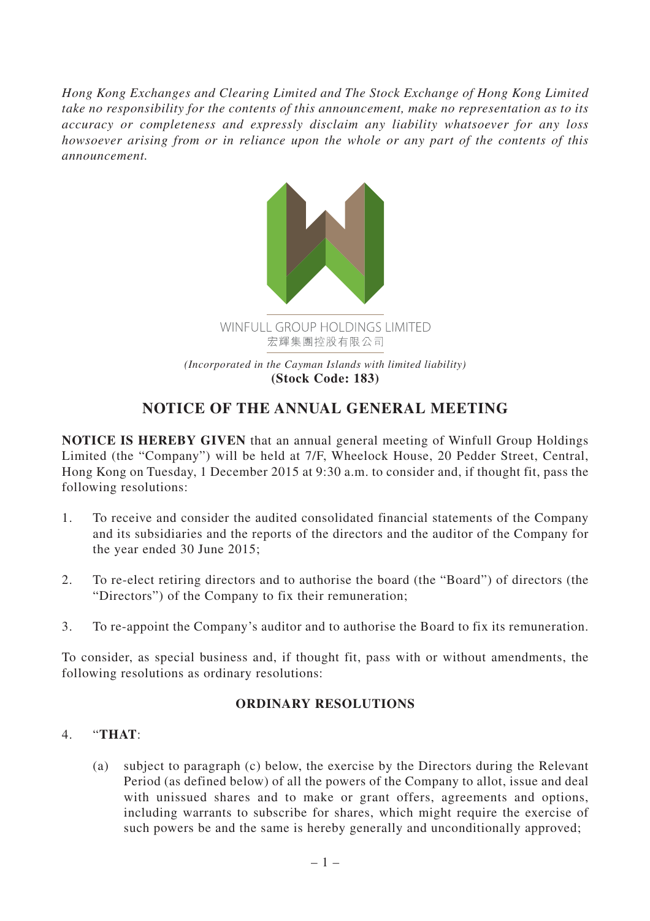*Hong Kong Exchanges and Clearing Limited and The Stock Exchange of Hong Kong Limited take no responsibility for the contents of this announcement, make no representation as to its accuracy or completeness and expressly disclaim any liability whatsoever for any loss howsoever arising from or in reliance upon the whole or any part of the contents of this announcement.*

WINFULL GROUP HOLDINGS LIMITED
宏輝集團控股有限公司

*(Incorporated in the Cayman Islands with limited liability)*
**(Stock Code: 183)**

# NOTICE OF THE ANNUAL GENERAL MEETING

**NOTICE IS HEREBY GIVEN** that an annual general meeting of Winfull Group Holdings Limited (the "Company") will be held at 7/F, Wheelock House, 20 Pedder Street, Central, Hong Kong on Tuesday, 1 December 2015 at 9:30 a.m. to consider and, if thought fit, pass the following resolutions:

1. To receive and consider the audited consolidated financial statements of the Company and its subsidiaries and the reports of the directors and the auditor of the Company for the year ended 30 June 2015;

2. To re-elect retiring directors and to authorise the board (the "Board") of directors (the "Directors") of the Company to fix their remuneration;

3. To re-appoint the Company's auditor and to authorise the Board to fix its remuneration.

To consider, as special business and, if thought fit, pass with or without amendments, the following resolutions as ordinary resolutions:

## ORDINARY RESOLUTIONS

4. "**THAT**:

   (a) subject to paragraph (c) below, the exercise by the Directors during the Relevant Period (as defined below) of all the powers of the Company to allot, issue and deal with unissued shares and to make or grant offers, agreements and options, including warrants to subscribe for shares, which might require the exercise of such powers be and the same is hereby generally and unconditionally approved;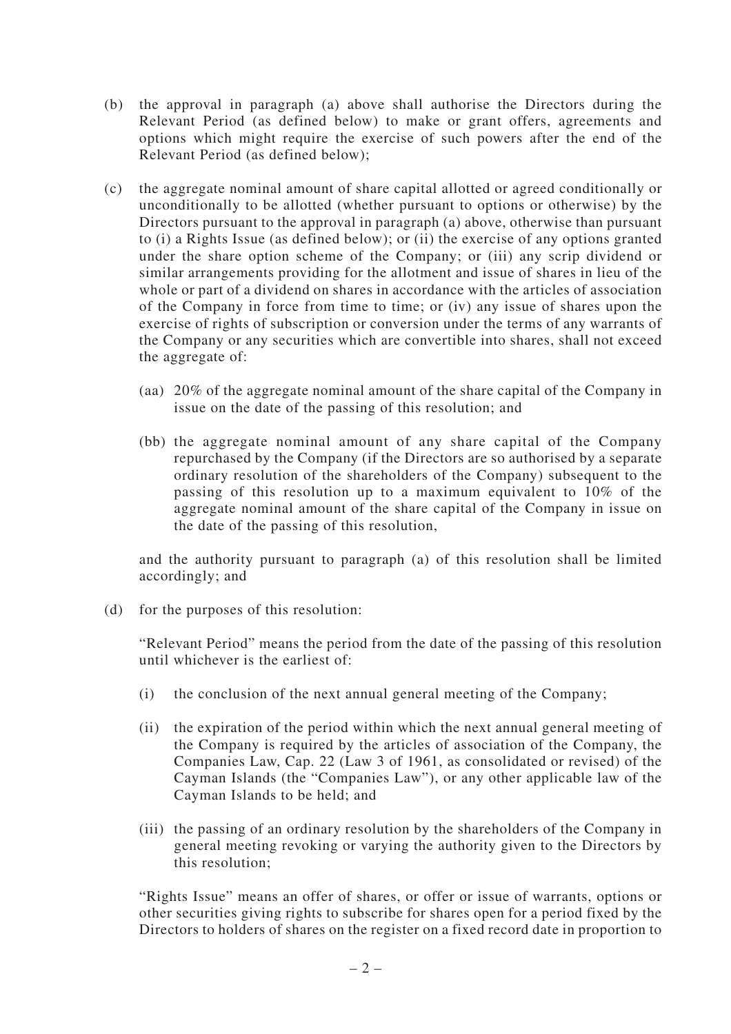(b) the approval in paragraph (a) above shall authorise the Directors during the Relevant Period (as defined below) to make or grant offers, agreements and options which might require the exercise of such powers after the end of the Relevant Period (as defined below);

(c) the aggregate nominal amount of share capital allotted or agreed conditionally or unconditionally to be allotted (whether pursuant to options or otherwise) by the Directors pursuant to the approval in paragraph (a) above, otherwise than pursuant to (i) a Rights Issue (as defined below); or (ii) the exercise of any options granted under the share option scheme of the Company; or (iii) any scrip dividend or similar arrangements providing for the allotment and issue of shares in lieu of the whole or part of a dividend on shares in accordance with the articles of association of the Company in force from time to time; or (iv) any issue of shares upon the exercise of rights of subscription or conversion under the terms of any warrants of the Company or any securities which are convertible into shares, shall not exceed the aggregate of:

   (aa) 20% of the aggregate nominal amount of the share capital of the Company in issue on the date of the passing of this resolution; and

   (bb) the aggregate nominal amount of any share capital of the Company repurchased by the Company (if the Directors are so authorised by a separate ordinary resolution of the shareholders of the Company) subsequent to the passing of this resolution up to a maximum equivalent to 10% of the aggregate nominal amount of the share capital of the Company in issue on the date of the passing of this resolution,

   and the authority pursuant to paragraph (a) of this resolution shall be limited accordingly; and

(d) for the purposes of this resolution:

   "Relevant Period" means the period from the date of the passing of this resolution until whichever is the earliest of:

   (i) the conclusion of the next annual general meeting of the Company;

   (ii) the expiration of the period within which the next annual general meeting of the Company is required by the articles of association of the Company, the Companies Law, Cap. 22 (Law 3 of 1961, as consolidated or revised) of the Cayman Islands (the "Companies Law"), or any other applicable law of the Cayman Islands to be held; and

   (iii) the passing of an ordinary resolution by the shareholders of the Company in general meeting revoking or varying the authority given to the Directors by this resolution;

   "Rights Issue" means an offer of shares, or offer or issue of warrants, options or other securities giving rights to subscribe for shares open for a period fixed by the Directors to holders of shares on the register on a fixed record date in proportion to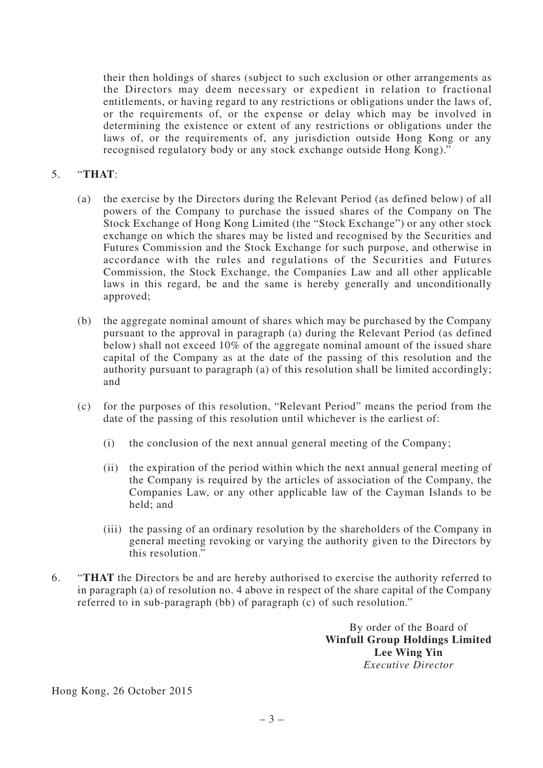their then holdings of shares (subject to such exclusion or other arrangements as the Directors may deem necessary or expedient in relation to fractional entitlements, or having regard to any restrictions or obligations under the laws of, or the requirements of, or the expense or delay which may be involved in determining the existence or extent of any restrictions or obligations under the laws of, or the requirements of, any jurisdiction outside Hong Kong or any recognised regulatory body or any stock exchange outside Hong Kong)."

5. "**THAT**:

   (a) the exercise by the Directors during the Relevant Period (as defined below) of all powers of the Company to purchase the issued shares of the Company on The Stock Exchange of Hong Kong Limited (the "Stock Exchange") or any other stock exchange on which the shares may be listed and recognised by the Securities and Futures Commission and the Stock Exchange for such purpose, and otherwise in accordance with the rules and regulations of the Securities and Futures Commission, the Stock Exchange, the Companies Law and all other applicable laws in this regard, be and the same is hereby generally and unconditionally approved;

   (b) the aggregate nominal amount of shares which may be purchased by the Company pursuant to the approval in paragraph (a) during the Relevant Period (as defined below) shall not exceed 10% of the aggregate nominal amount of the issued share capital of the Company as at the date of the passing of this resolution and the authority pursuant to paragraph (a) of this resolution shall be limited accordingly; and

   (c) for the purposes of this resolution, "Relevant Period" means the period from the date of the passing of this resolution until whichever is the earliest of:

      (i) the conclusion of the next annual general meeting of the Company;

      (ii) the expiration of the period within which the next annual general meeting of the Company is required by the articles of association of the Company, the Companies Law, or any other applicable law of the Cayman Islands to be held; and

      (iii) the passing of an ordinary resolution by the shareholders of the Company in general meeting revoking or varying the authority given to the Directors by this resolution."

6. "**THAT** the Directors be and are hereby authorised to exercise the authority referred to in paragraph (a) of resolution no. 4 above in respect of the share capital of the Company referred to in sub-paragraph (bb) of paragraph (c) of such resolution."

By order of the Board of
**Winfull Group Holdings Limited**
**Lee Wing Yin**
*Executive Director*

Hong Kong, 26 October 2015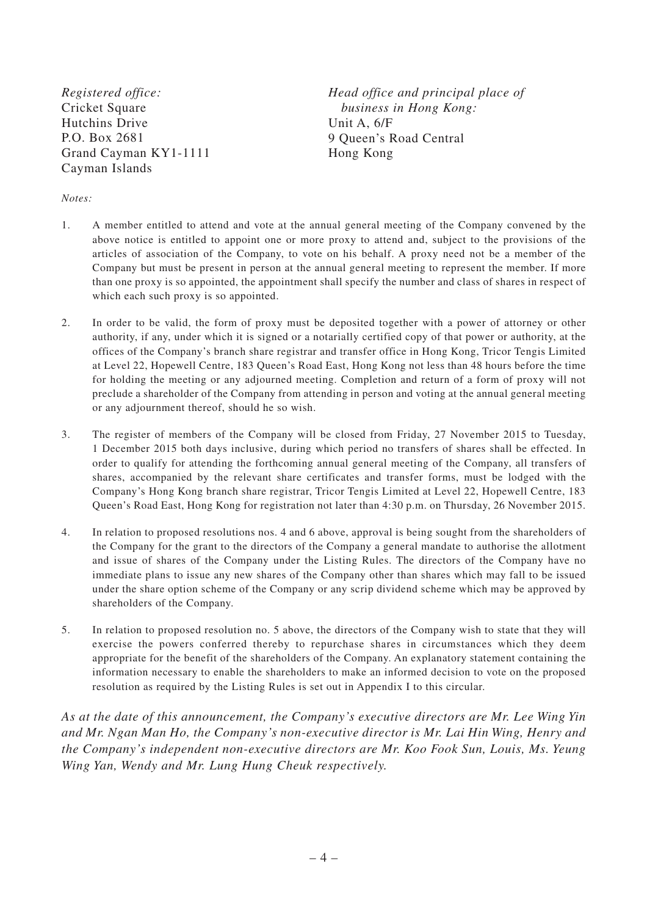*Registered office:*
Cricket Square
Hutchins Drive
P.O. Box 2681
Grand Cayman KY1-1111
Cayman Islands

*Head office and principal place of business in Hong Kong:*
Unit A, 6/F
9 Queen's Road Central
Hong Kong

*Notes:*

1. A member entitled to attend and vote at the annual general meeting of the Company convened by the above notice is entitled to appoint one or more proxy to attend and, subject to the provisions of the articles of association of the Company, to vote on his behalf. A proxy need not be a member of the Company but must be present in person at the annual general meeting to represent the member. If more than one proxy is so appointed, the appointment shall specify the number and class of shares in respect of which each such proxy is so appointed.

2. In order to be valid, the form of proxy must be deposited together with a power of attorney or other authority, if any, under which it is signed or a notarially certified copy of that power or authority, at the offices of the Company's branch share registrar and transfer office in Hong Kong, Tricor Tengis Limited at Level 22, Hopewell Centre, 183 Queen's Road East, Hong Kong not less than 48 hours before the time for holding the meeting or any adjourned meeting. Completion and return of a form of proxy will not preclude a shareholder of the Company from attending in person and voting at the annual general meeting or any adjournment thereof, should he so wish.

3. The register of members of the Company will be closed from Friday, 27 November 2015 to Tuesday, 1 December 2015 both days inclusive, during which period no transfers of shares shall be effected. In order to qualify for attending the forthcoming annual general meeting of the Company, all transfers of shares, accompanied by the relevant share certificates and transfer forms, must be lodged with the Company's Hong Kong branch share registrar, Tricor Tengis Limited at Level 22, Hopewell Centre, 183 Queen's Road East, Hong Kong for registration not later than 4:30 p.m. on Thursday, 26 November 2015.

4. In relation to proposed resolutions nos. 4 and 6 above, approval is being sought from the shareholders of the Company for the grant to the directors of the Company a general mandate to authorise the allotment and issue of shares of the Company under the Listing Rules. The directors of the Company have no immediate plans to issue any new shares of the Company other than shares which may fall to be issued under the share option scheme of the Company or any scrip dividend scheme which may be approved by shareholders of the Company.

5. In relation to proposed resolution no. 5 above, the directors of the Company wish to state that they will exercise the powers conferred thereby to repurchase shares in circumstances which they deem appropriate for the benefit of the shareholders of the Company. An explanatory statement containing the information necessary to enable the shareholders to make an informed decision to vote on the proposed resolution as required by the Listing Rules is set out in Appendix I to this circular.

*As at the date of this announcement, the Company's executive directors are Mr. Lee Wing Yin and Mr. Ngan Man Ho, the Company's non-executive director is Mr. Lai Hin Wing, Henry and the Company's independent non-executive directors are Mr. Koo Fook Sun, Louis, Ms. Yeung Wing Yan, Wendy and Mr. Lung Hung Cheuk respectively.*